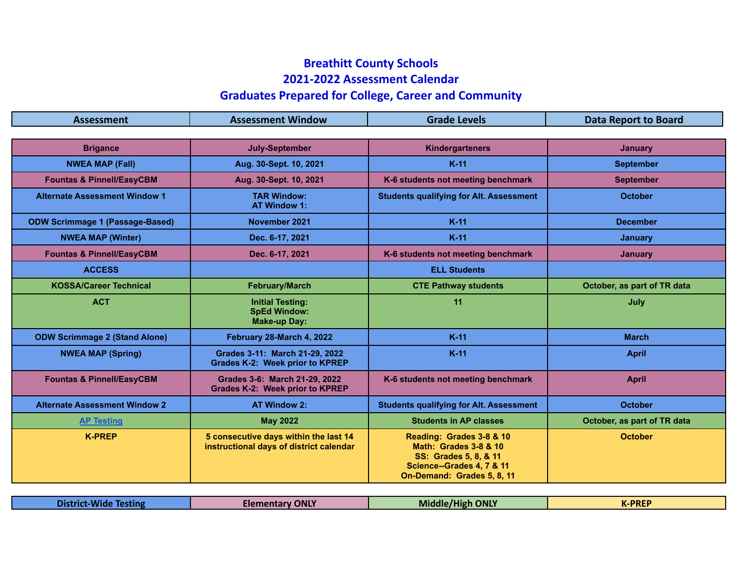# Breathitt County Schools
## 2021-2022 Assessment Calendar
## Graduates Prepared for College, Career and Community

| Assessment | Assessment Window | Grade Levels | Data Report to Board |
|---|---|---|---|
| Brigance | July-September | Kindergarteners | January |
| NWEA MAP (Fall) | Aug. 30-Sept. 10, 2021 | K-11 | September |
| Fountas & Pinnell/EasyCBM | Aug. 30-Sept. 10, 2021 | K-6 students not meeting benchmark | September |
| Alternate Assessment Window 1 | TAR Window:<br>AT Window 1: | Students qualifying for Alt. Assessment | October |
| ODW Scrimmage 1 (Passage-Based) | November 2021 | K-11 | December |
| NWEA MAP (Winter) | Dec. 6-17, 2021 | K-11 | January |
| Fountas & Pinnell/EasyCBM | Dec. 6-17, 2021 | K-6 students not meeting benchmark | January |
| ACCESS | | ELL Students | |
| KOSSA/Career Technical | February/March | CTE Pathway students | October, as part of TR data |
| ACT | Initial Testing:<br>SpEd Window:<br>Make-up Day: | 11 | July |
| ODW Scrimmage 2 (Stand Alone) | February 28-March 4, 2022 | K-11 | March |
| NWEA MAP (Spring) | Grades 3-11: March 21-29, 2022<br>Grades K-2: Week prior to KPREP | K-11 | April |
| Fountas & Pinnell/EasyCBM | Grades 3-6: March 21-29, 2022<br>Grades K-2: Week prior to KPREP | K-6 students not meeting benchmark | April |
| Alternate Assessment Window 2 | AT Window 2: | Students qualifying for Alt. Assessment | October |
| AP Testing | May 2022 | Students in AP classes | October, as part of TR data |
| K-PREP | 5 consecutive days within the last 14 instructional days of district calendar | Reading: Grades 3-8 & 10<br>Math: Grades 3-8 & 10<br>SS: Grades 5, 8, & 11<br>Science--Grades 4, 7 & 11<br>On-Demand: Grades 5, 8, 11 | October |

| District-Wide Testing | Elementary ONLY | Middle/High ONLY | K-PREP |
|---|---|---|---|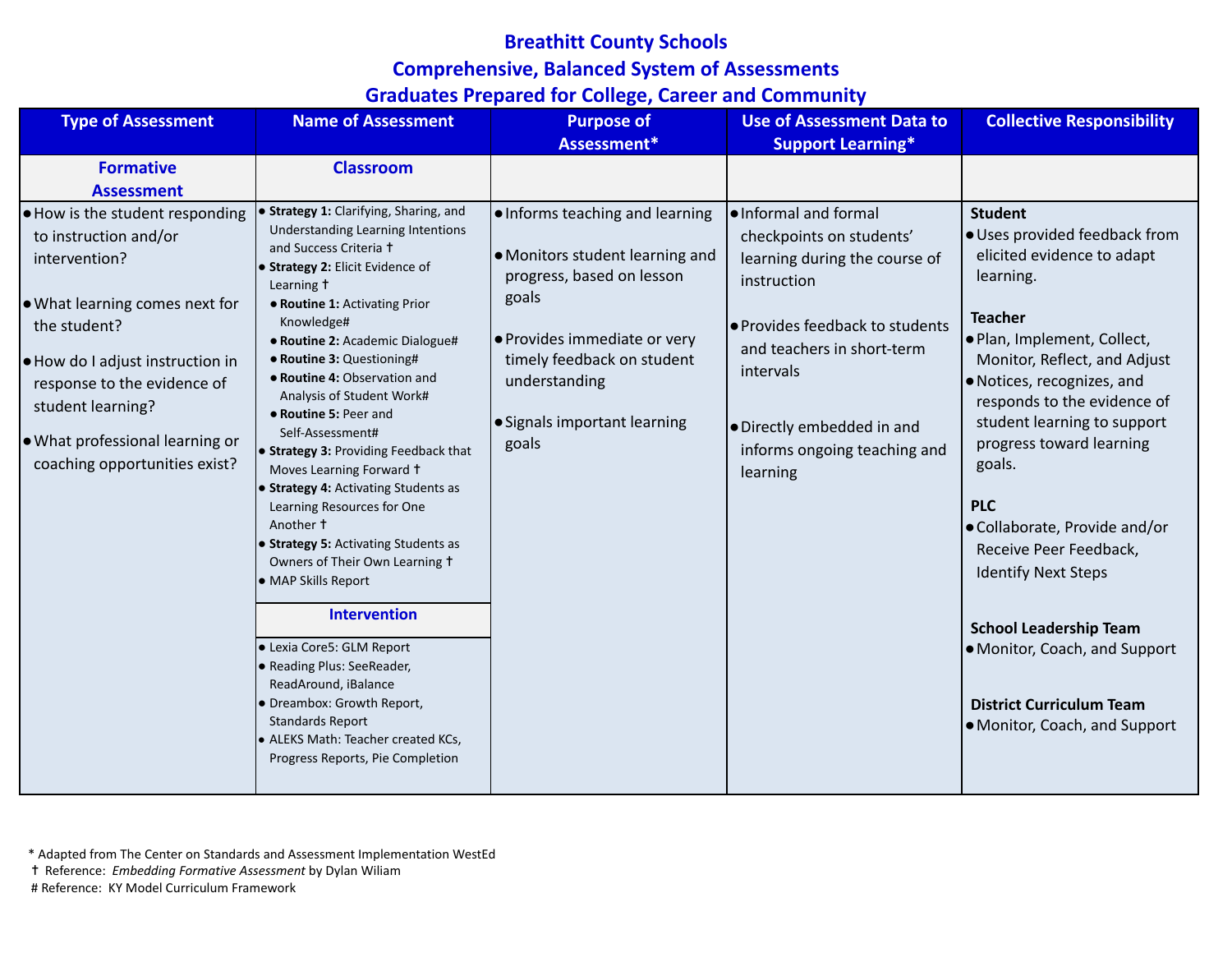# Breathitt County Schools
## Comprehensive, Balanced System of Assessments
## Graduates Prepared for College, Career and Community

| Type of Assessment | Name of Assessment | Purpose of Assessment* | Use of Assessment Data to Support Learning* | Collective Responsibility |
|---|---|---|---|---|
| **Formative Assessment** | **Classroom** | | | |
| • How is the student responding to instruction and/or intervention?<br>• What learning comes next for the student?<br>• How do I adjust instruction in response to the evidence of student learning?<br>• What professional learning or coaching opportunities exist? | • **Strategy 1:** Clarifying, Sharing, and Understanding Learning Intentions and Success Criteria †<br>• **Strategy 2:** Elicit Evidence of Learning †<br>  • **Routine 1:** Activating Prior Knowledge#<br>  • **Routine 2:** Academic Dialogue#<br>  • **Routine 3:** Questioning#<br>  • **Routine 4:** Observation and Analysis of Student Work#<br>  • **Routine 5:** Peer and Self-Assessment#<br>• **Strategy 3:** Providing Feedback that Moves Learning Forward †<br>• **Strategy 4:** Activating Students as Learning Resources for One Another †<br>• **Strategy 5:** Activating Students as Owners of Their Own Learning †<br>• MAP Skills Report<br><br>**Intervention**<br>• Lexia Core5: GLM Report<br>• Reading Plus: SeeReader, ReadAround, iBalance<br>• Dreambox: Growth Report, Standards Report<br>• ALEKS Math: Teacher created KCs, Progress Reports, Pie Completion | • Informs teaching and learning<br>• Monitors student learning and progress, based on lesson goals<br>• Provides immediate or very timely feedback on student understanding<br>• Signals important learning goals | • Informal and formal checkpoints on students' learning during the course of instruction<br>• Provides feedback to students and teachers in short-term intervals<br>• Directly embedded in and informs ongoing teaching and learning | **Student**<br>• Uses provided feedback from elicited evidence to adapt learning.<br>**Teacher**<br>• Plan, Implement, Collect, Monitor, Reflect, and Adjust<br>• Notices, recognizes, and responds to the evidence of student learning to support progress toward learning goals.<br>**PLC**<br>• Collaborate, Provide and/or Receive Peer Feedback, Identify Next Steps<br>**School Leadership Team**<br>• Monitor, Coach, and Support<br>**District Curriculum Team**<br>• Monitor, Coach, and Support |

\* Adapted from The Center on Standards and Assessment Implementation WestEd
† Reference: *Embedding Formative Assessment* by Dylan Wiliam
# Reference: KY Model Curriculum Framework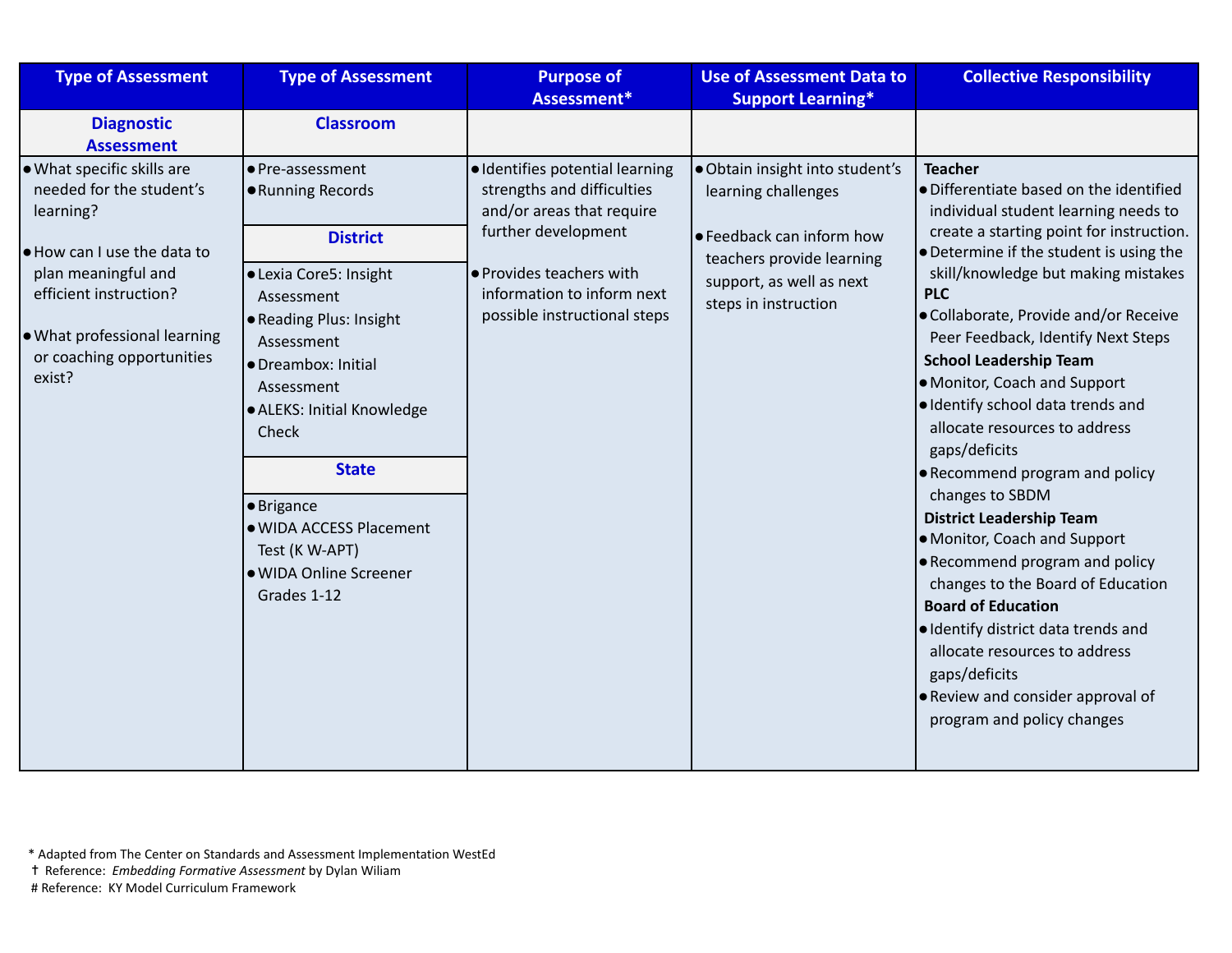| Type of Assessment | Type of Assessment | Purpose of Assessment* | Use of Assessment Data to Support Learning* | Collective Responsibility |
|---|---|---|---|---|
| **Diagnostic Assessment** | **Classroom** | | | |
| • What specific skills are needed for the student's learning?<br><br>• How can I use the data to plan meaningful and efficient instruction?<br><br>• What professional learning or coaching opportunities exist? | • Pre-assessment<br>• Running Records<br><br>**District**<br><br>• Lexia Core5: Insight Assessment<br>• Reading Plus: Insight Assessment<br>• Dreambox: Initial Assessment<br>• ALEKS: Initial Knowledge Check<br><br>**State**<br><br>• Brigance<br>• WIDA ACCESS Placement Test (K W-APT)<br>• WIDA Online Screener Grades 1-12 | • Identifies potential learning strengths and difficulties and/or areas that require further development<br><br>• Provides teachers with information to inform next possible instructional steps | • Obtain insight into student's learning challenges<br><br>• Feedback can inform how teachers provide learning support, as well as next steps in instruction | **Teacher**<br>• Differentiate based on the identified individual student learning needs to create a starting point for instruction.<br>• Determine if the student is using the skill/knowledge but making mistakes<br>**PLC**<br>• Collaborate, Provide and/or Receive Peer Feedback, Identify Next Steps<br>**School Leadership Team**<br>• Monitor, Coach and Support<br>• Identify school data trends and allocate resources to address gaps/deficits<br>• Recommend program and policy changes to SBDM<br>**District Leadership Team**<br>• Monitor, Coach and Support<br>• Recommend program and policy changes to the Board of Education<br>**Board of Education**<br>• Identify district data trends and allocate resources to address gaps/deficits<br>• Review and consider approval of program and policy changes |

* Adapted from The Center on Standards and Assessment Implementation WestEd
† Reference: *Embedding Formative Assessment* by Dylan Wiliam
# Reference: KY Model Curriculum Framework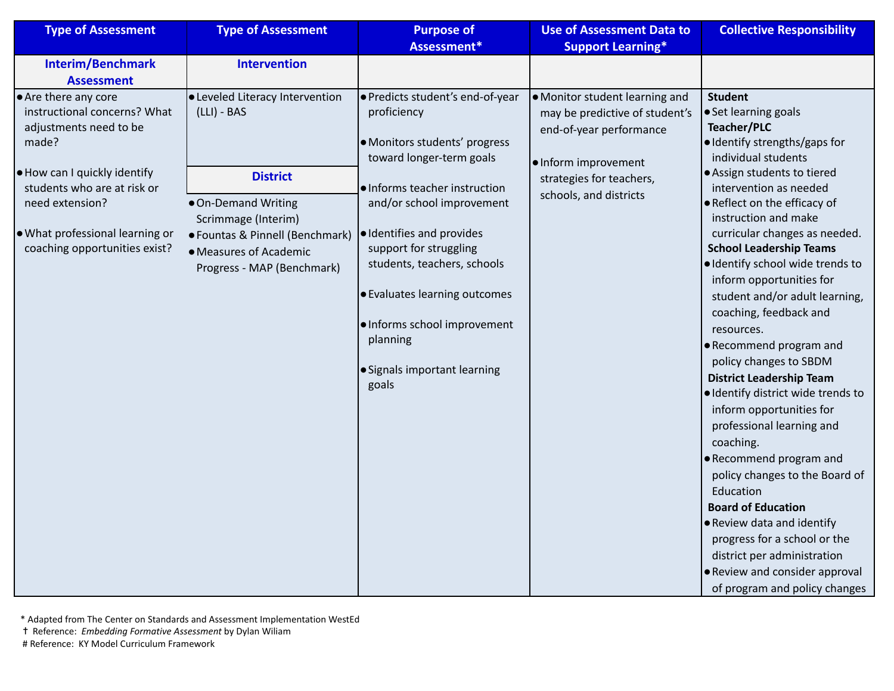| Type of Assessment | Type of Assessment | Purpose of Assessment* | Use of Assessment Data to Support Learning* | Collective Responsibility |
|---|---|---|---|---|
| **Interim/Benchmark Assessment** | **Intervention** | | | |
| • Are there any core instructional concerns? What adjustments need to be made?<br>• How can I quickly identify students who are at risk or need extension?<br>• What professional learning or coaching opportunities exist? | • Leveled Literacy Intervention (LLI) - BAS<br>**District**<br>• On-Demand Writing Scrimmage (Interim)<br>• Fountas & Pinnell (Benchmark)<br>• Measures of Academic Progress - MAP (Benchmark) | • Predicts student's end-of-year proficiency<br>• Monitors students' progress toward longer-term goals<br>• Informs teacher instruction and/or school improvement<br>• Identifies and provides support for struggling students, teachers, schools<br>• Evaluates learning outcomes<br>• Informs school improvement planning<br>• Signals important learning goals | • Monitor student learning and may be predictive of student's end-of-year performance<br>• Inform improvement strategies for teachers, schools, and districts | **Student**<br>• Set learning goals<br>**Teacher/PLC**<br>• Identify strengths/gaps for individual students<br>• Assign students to tiered intervention as needed<br>• Reflect on the efficacy of instruction and make curricular changes as needed.<br>**School Leadership Teams**<br>• Identify school wide trends to inform opportunities for student and/or adult learning, coaching, feedback and resources.<br>• Recommend program and policy changes to SBDM<br>**District Leadership Team**<br>• Identify district wide trends to inform opportunities for professional learning and coaching.<br>• Recommend program and policy changes to the Board of Education<br>**Board of Education**<br>• Review data and identify progress for a school or the district per administration<br>• Review and consider approval of program and policy changes |

\* Adapted from The Center on Standards and Assessment Implementation WestEd
† Reference: *Embedding Formative Assessment* by Dylan Wiliam
\# Reference: KY Model Curriculum Framework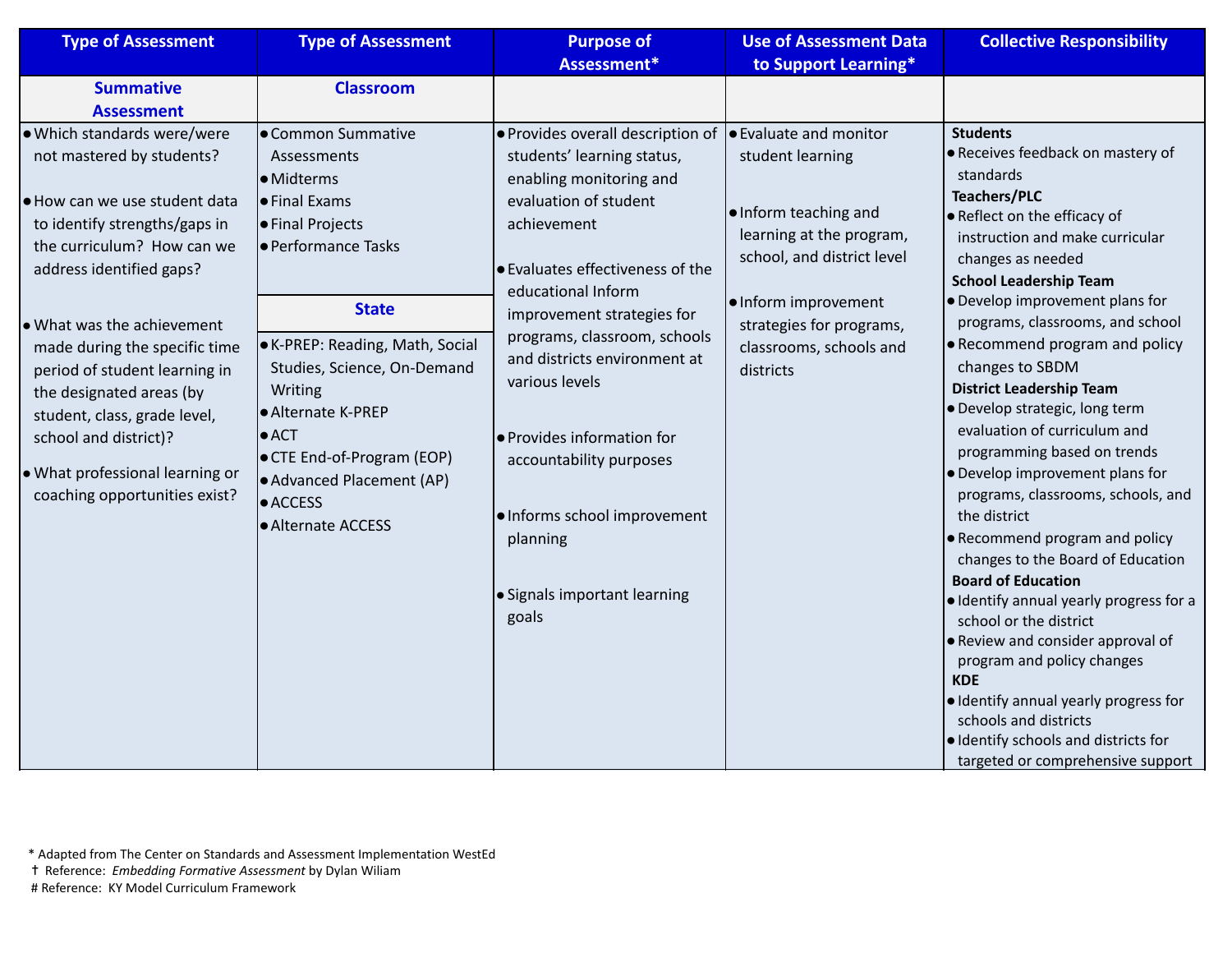| Type of Assessment | Type of Assessment | Purpose of Assessment* | Use of Assessment Data to Support Learning* | Collective Responsibility |
|---|---|---|---|---|
| **Summative Assessment** | **Classroom** | | | |
| • Which standards were/were not mastered by students?<br><br>• How can we use student data to identify strengths/gaps in the curriculum? How can we address identified gaps?<br><br>• What was the achievement made during the specific time period of student learning in the designated areas (by student, class, grade level, school and district)?<br><br>• What professional learning or coaching opportunities exist? | • Common Summative Assessments<br>• Midterms<br>• Final Exams<br>• Final Projects<br>• Performance Tasks<br><br>**State**<br><br>• K-PREP: Reading, Math, Social Studies, Science, On-Demand Writing<br>• Alternate K-PREP<br>• ACT<br>• CTE End-of-Program (EOP)<br>• Advanced Placement (AP)<br>• ACCESS<br>• Alternate ACCESS | • Provides overall description of students' learning status, enabling monitoring and evaluation of student achievement<br><br>• Evaluates effectiveness of the educational Inform improvement strategies for programs, classroom, schools and districts environment at various levels<br><br>• Provides information for accountability purposes<br><br>• Informs school improvement planning<br><br>• Signals important learning goals | • Evaluate and monitor student learning<br><br>• Inform teaching and learning at the program, school, and district level<br><br>• Inform improvement strategies for programs, classrooms, schools and districts | **Students**<br>• Receives feedback on mastery of standards<br>**Teachers/PLC**<br>• Reflect on the efficacy of instruction and make curricular changes as needed<br>**School Leadership Team**<br>• Develop improvement plans for programs, classrooms, and school<br>• Recommend program and policy changes to SBDM<br>**District Leadership Team**<br>• Develop strategic, long term evaluation of curriculum and programming based on trends<br>• Develop improvement plans for programs, classrooms, schools, and the district<br>• Recommend program and policy changes to the Board of Education<br>**Board of Education**<br>• Identify annual yearly progress for a school or the district<br>• Review and consider approval of program and policy changes<br>**KDE**<br>• Identify annual yearly progress for schools and districts<br>• Identify schools and districts for targeted or comprehensive support |

\* Adapted from The Center on Standards and Assessment Implementation WestEd
† Reference: *Embedding Formative Assessment* by Dylan Wiliam
# Reference: KY Model Curriculum Framework